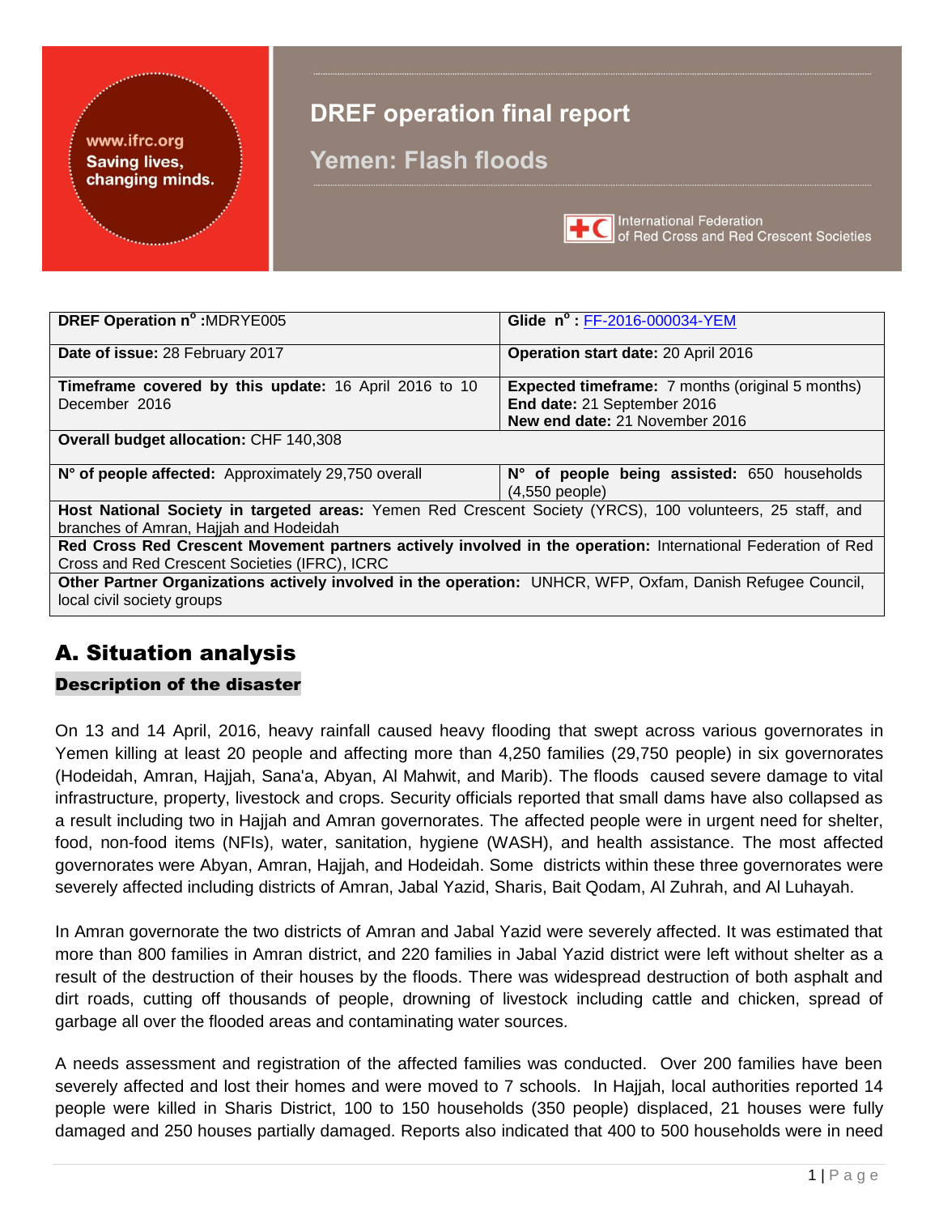# DREF operation final report

## Yemen: Flash floods

| DREF Operation n° :MDRYE005 | Glide n° : FF-2016-000034-YEM |
| --- | --- |
| **Date of issue:** 28 February 2017 | **Operation start date:** 20 April 2016 |
| **Timeframe covered by this update:** 16 April 2016 to 10 December 2016 | **Expected timeframe:** 7 months (original 5 months) **End date:** 21 September 2016 **New end date:** 21 November 2016 |
| **Overall budget allocation:** CHF 140,308 | |
| **N° of people affected:** Approximately 29,750 overall | **N° of people being assisted:** 650 households (4,550 people) |
| **Host National Society in targeted areas:** Yemen Red Crescent Society (YRCS), 100 volunteers, 25 staff, and branches of Amran, Hajjah and Hodeidah | |
| **Red Cross Red Crescent Movement partners actively involved in the operation:** International Federation of Red Cross and Red Crescent Societies (IFRC), ICRC | |
| **Other Partner Organizations actively involved in the operation:** UNHCR, WFP, Oxfam, Danish Refugee Council, local civil society groups | |

# A. Situation analysis

## Description of the disaster

On 13 and 14 April, 2016, heavy rainfall caused heavy flooding that swept across various governorates in Yemen killing at least 20 people and affecting more than 4,250 families (29,750 people) in six governorates (Hodeidah, Amran, Hajjah, Sana'a, Abyan, Al Mahwit, and Marib). The floods caused severe damage to vital infrastructure, property, livestock and crops. Security officials reported that small dams have also collapsed as a result including two in Hajjah and Amran governorates. The affected people were in urgent need for shelter, food, non-food items (NFIs), water, sanitation, hygiene (WASH), and health assistance. The most affected governorates were Abyan, Amran, Hajjah, and Hodeidah. Some districts within these three governorates were severely affected including districts of Amran, Jabal Yazid, Sharis, Bait Qodam, Al Zuhrah, and Al Luhayah.

In Amran governorate the two districts of Amran and Jabal Yazid were severely affected. It was estimated that more than 800 families in Amran district, and 220 families in Jabal Yazid district were left without shelter as a result of the destruction of their houses by the floods. There was widespread destruction of both asphalt and dirt roads, cutting off thousands of people, drowning of livestock including cattle and chicken, spread of garbage all over the flooded areas and contaminating water sources.

A needs assessment and registration of the affected families was conducted. Over 200 families have been severely affected and lost their homes and were moved to 7 schools. In Hajjah, local authorities reported 14 people were killed in Sharis District, 100 to 150 households (350 people) displaced, 21 houses were fully damaged and 250 houses partially damaged. Reports also indicated that 400 to 500 households were in need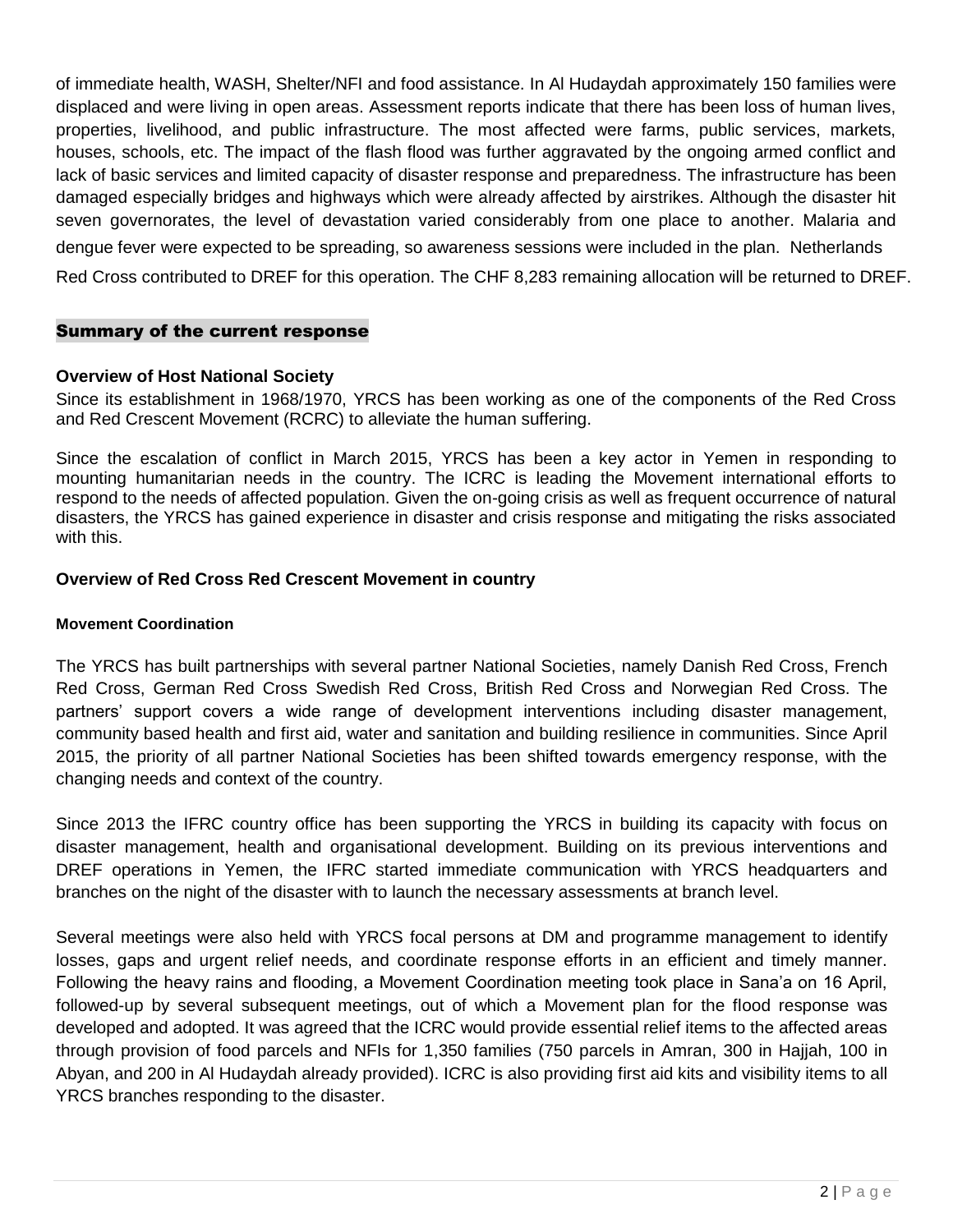of immediate health, WASH, Shelter/NFI and food assistance. In Al Hudaydah approximately 150 families were displaced and were living in open areas. Assessment reports indicate that there has been loss of human lives, properties, livelihood, and public infrastructure. The most affected were farms, public services, markets, houses, schools, etc. The impact of the flash flood was further aggravated by the ongoing armed conflict and lack of basic services and limited capacity of disaster response and preparedness. The infrastructure has been damaged especially bridges and highways which were already affected by airstrikes. Although the disaster hit seven governorates, the level of devastation varied considerably from one place to another. Malaria and dengue fever were expected to be spreading, so awareness sessions were included in the plan. Netherlands Red Cross contributed to DREF for this operation. The CHF 8,283 remaining allocation will be returned to DREF.

## Summary of the current response

### Overview of Host National Society

Since its establishment in 1968/1970, YRCS has been working as one of the components of the Red Cross and Red Crescent Movement (RCRC) to alleviate the human suffering.

Since the escalation of conflict in March 2015, YRCS has been a key actor in Yemen in responding to mounting humanitarian needs in the country. The ICRC is leading the Movement international efforts to respond to the needs of affected population. Given the on-going crisis as well as frequent occurrence of natural disasters, the YRCS has gained experience in disaster and crisis response and mitigating the risks associated with this.

### Overview of Red Cross Red Crescent Movement in country

#### Movement Coordination

The YRCS has built partnerships with several partner National Societies, namely Danish Red Cross, French Red Cross, German Red Cross Swedish Red Cross, British Red Cross and Norwegian Red Cross. The partners' support covers a wide range of development interventions including disaster management, community based health and first aid, water and sanitation and building resilience in communities. Since April 2015, the priority of all partner National Societies has been shifted towards emergency response, with the changing needs and context of the country.

Since 2013 the IFRC country office has been supporting the YRCS in building its capacity with focus on disaster management, health and organisational development. Building on its previous interventions and DREF operations in Yemen, the IFRC started immediate communication with YRCS headquarters and branches on the night of the disaster with to launch the necessary assessments at branch level.

Several meetings were also held with YRCS focal persons at DM and programme management to identify losses, gaps and urgent relief needs, and coordinate response efforts in an efficient and timely manner. Following the heavy rains and flooding, a Movement Coordination meeting took place in Sana'a on 16 April, followed-up by several subsequent meetings, out of which a Movement plan for the flood response was developed and adopted. It was agreed that the ICRC would provide essential relief items to the affected areas through provision of food parcels and NFIs for 1,350 families (750 parcels in Amran, 300 in Hajjah, 100 in Abyan, and 200 in Al Hudaydah already provided). ICRC is also providing first aid kits and visibility items to all YRCS branches responding to the disaster.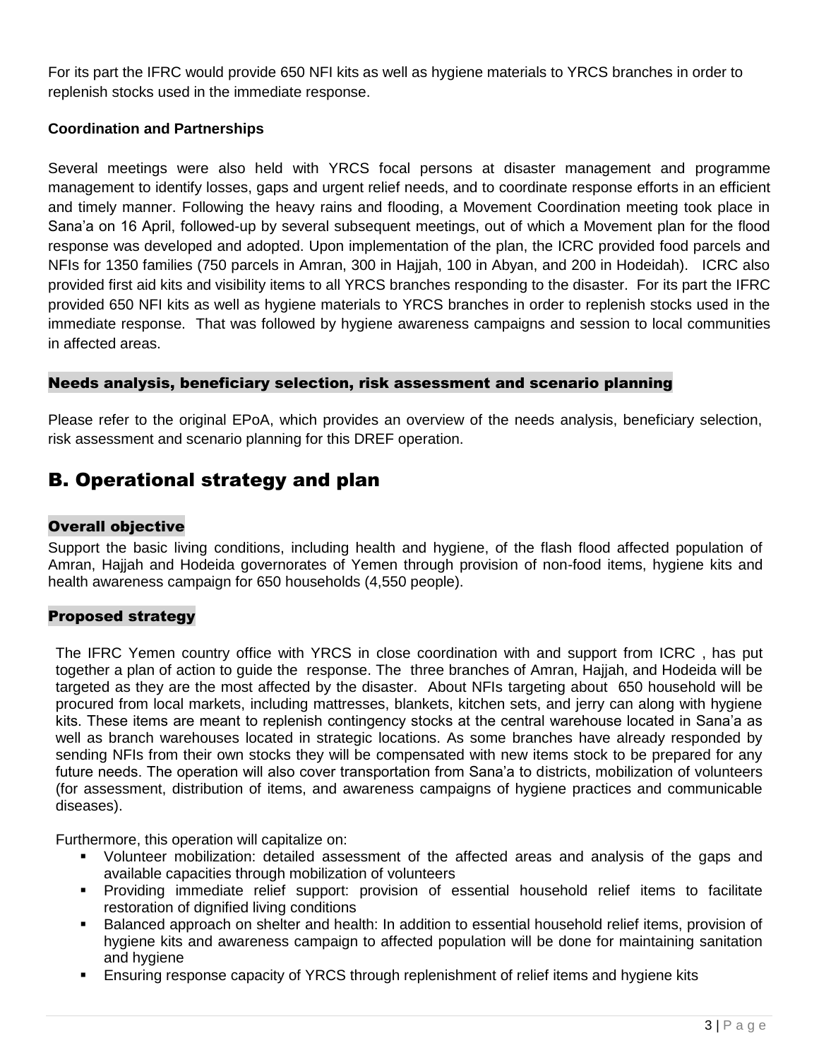For its part the IFRC would provide 650 NFI kits as well as hygiene materials to YRCS branches in order to replenish stocks used in the immediate response.

**Coordination and Partnerships**

Several meetings were also held with YRCS focal persons at disaster management and programme management to identify losses, gaps and urgent relief needs, and to coordinate response efforts in an efficient and timely manner. Following the heavy rains and flooding, a Movement Coordination meeting took place in Sana'a on 16 April, followed-up by several subsequent meetings, out of which a Movement plan for the flood response was developed and adopted. Upon implementation of the plan, the ICRC provided food parcels and NFIs for 1350 families (750 parcels in Amran, 300 in Hajjah, 100 in Abyan, and 200 in Hodeidah). ICRC also provided first aid kits and visibility items to all YRCS branches responding to the disaster. For its part the IFRC provided 650 NFI kits as well as hygiene materials to YRCS branches in order to replenish stocks used in the immediate response. That was followed by hygiene awareness campaigns and session to local communities in affected areas.

### Needs analysis, beneficiary selection, risk assessment and scenario planning

Please refer to the original EPoA, which provides an overview of the needs analysis, beneficiary selection, risk assessment and scenario planning for this DREF operation.

## B. Operational strategy and plan

### Overall objective

Support the basic living conditions, including health and hygiene, of the flash flood affected population of Amran, Hajjah and Hodeida governorates of Yemen through provision of non-food items, hygiene kits and health awareness campaign for 650 households (4,550 people).

### Proposed strategy

The IFRC Yemen country office with YRCS in close coordination with and support from ICRC , has put together a plan of action to guide the response. The three branches of Amran, Hajjah, and Hodeida will be targeted as they are the most affected by the disaster. About NFIs targeting about 650 household will be procured from local markets, including mattresses, blankets, kitchen sets, and jerry can along with hygiene kits. These items are meant to replenish contingency stocks at the central warehouse located in Sana'a as well as branch warehouses located in strategic locations. As some branches have already responded by sending NFIs from their own stocks they will be compensated with new items stock to be prepared for any future needs. The operation will also cover transportation from Sana'a to districts, mobilization of volunteers (for assessment, distribution of items, and awareness campaigns of hygiene practices and communicable diseases).

Furthermore, this operation will capitalize on:

- Volunteer mobilization: detailed assessment of the affected areas and analysis of the gaps and available capacities through mobilization of volunteers
- Providing immediate relief support: provision of essential household relief items to facilitate restoration of dignified living conditions
- Balanced approach on shelter and health: In addition to essential household relief items, provision of hygiene kits and awareness campaign to affected population will be done for maintaining sanitation and hygiene
- Ensuring response capacity of YRCS through replenishment of relief items and hygiene kits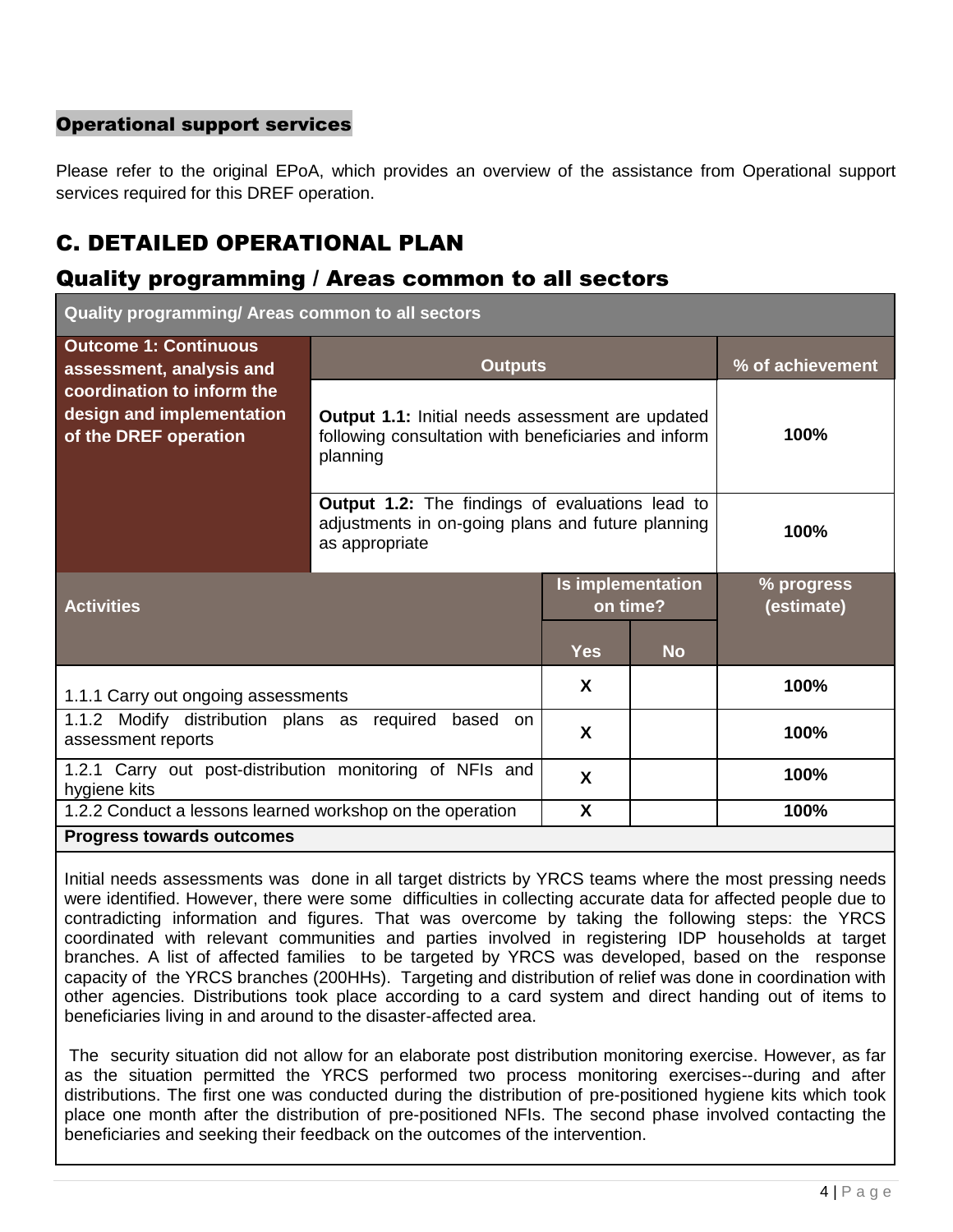### Operational support services

Please refer to the original EPoA, which provides an overview of the assistance from Operational support services required for this DREF operation.

# C. DETAILED OPERATIONAL PLAN

## Quality programming / Areas common to all sectors

| Quality programming/ Areas common to all sectors | | | |
|---|---|---|---|
| **Outcome 1: Continuous assessment, analysis and coordination to inform the design and implementation of the DREF operation** | **Outputs** | | **% of achievement** |
| | **Output 1.1:** Initial needs assessment are updated following consultation with beneficiaries and inform planning | | 100% |
| | **Output 1.2:** The findings of evaluations lead to adjustments in on-going plans and future planning as appropriate | | 100% |
| **Activities** | **Is implementation on time?** | | **% progress (estimate)** |
| | **Yes** | **No** | |
| 1.1.1 Carry out ongoing assessments | X | | 100% |
| 1.1.2 Modify distribution plans as required based on assessment reports | X | | 100% |
| 1.2.1 Carry out post-distribution monitoring of NFIs and hygiene kits | X | | 100% |
| 1.2.2 Conduct a lessons learned workshop on the operation | X | | 100% |

**Progress towards outcomes**

Initial needs assessments was done in all target districts by YRCS teams where the most pressing needs were identified. However, there were some difficulties in collecting accurate data for affected people due to contradicting information and figures. That was overcome by taking the following steps: the YRCS coordinated with relevant communities and parties involved in registering IDP households at target branches. A list of affected families to be targeted by YRCS was developed, based on the response capacity of the YRCS branches (200HHs). Targeting and distribution of relief was done in coordination with other agencies. Distributions took place according to a card system and direct handing out of items to beneficiaries living in and around to the disaster-affected area.

The security situation did not allow for an elaborate post distribution monitoring exercise. However, as far as the situation permitted the YRCS performed two process monitoring exercises--during and after distributions. The first one was conducted during the distribution of pre-positioned hygiene kits which took place one month after the distribution of pre-positioned NFIs. The second phase involved contacting the beneficiaries and seeking their feedback on the outcomes of the intervention.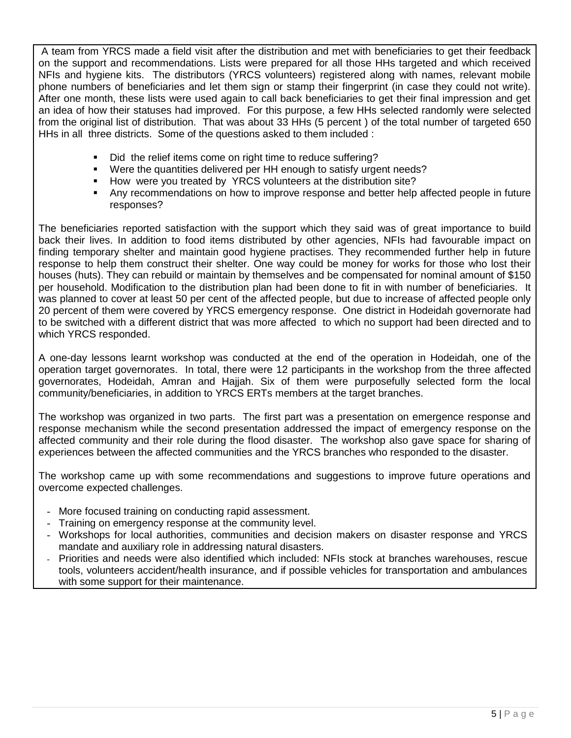A team from YRCS made a field visit after the distribution and met with beneficiaries to get their feedback on the support and recommendations. Lists were prepared for all those HHs targeted and which received NFIs and hygiene kits. The distributors (YRCS volunteers) registered along with names, relevant mobile phone numbers of beneficiaries and let them sign or stamp their fingerprint (in case they could not write). After one month, these lists were used again to call back beneficiaries to get their final impression and get an idea of how their statuses had improved. For this purpose, a few HHs selected randomly were selected from the original list of distribution. That was about 33 HHs (5 percent ) of the total number of targeted 650 HHs in all three districts. Some of the questions asked to them included :

- Did the relief items come on right time to reduce suffering?
- Were the quantities delivered per HH enough to satisfy urgent needs?
- How were you treated by YRCS volunteers at the distribution site?
- Any recommendations on how to improve response and better help affected people in future responses?

The beneficiaries reported satisfaction with the support which they said was of great importance to build back their lives. In addition to food items distributed by other agencies, NFIs had favourable impact on finding temporary shelter and maintain good hygiene practises. They recommended further help in future response to help them construct their shelter. One way could be money for works for those who lost their houses (huts). They can rebuild or maintain by themselves and be compensated for nominal amount of $150 per household. Modification to the distribution plan had been done to fit in with number of beneficiaries. It was planned to cover at least 50 per cent of the affected people, but due to increase of affected people only 20 percent of them were covered by YRCS emergency response. One district in Hodeidah governorate had to be switched with a different district that was more affected to which no support had been directed and to which YRCS responded.

A one-day lessons learnt workshop was conducted at the end of the operation in Hodeidah, one of the operation target governorates. In total, there were 12 participants in the workshop from the three affected governorates, Hodeidah, Amran and Hajjah. Six of them were purposefully selected form the local community/beneficiaries, in addition to YRCS ERTs members at the target branches.

The workshop was organized in two parts. The first part was a presentation on emergence response and response mechanism while the second presentation addressed the impact of emergency response on the affected community and their role during the flood disaster. The workshop also gave space for sharing of experiences between the affected communities and the YRCS branches who responded to the disaster.

The workshop came up with some recommendations and suggestions to improve future operations and overcome expected challenges.

- More focused training on conducting rapid assessment.
- Training on emergency response at the community level.
- Workshops for local authorities, communities and decision makers on disaster response and YRCS mandate and auxiliary role in addressing natural disasters.
- Priorities and needs were also identified which included: NFIs stock at branches warehouses, rescue tools, volunteers accident/health insurance, and if possible vehicles for transportation and ambulances with some support for their maintenance.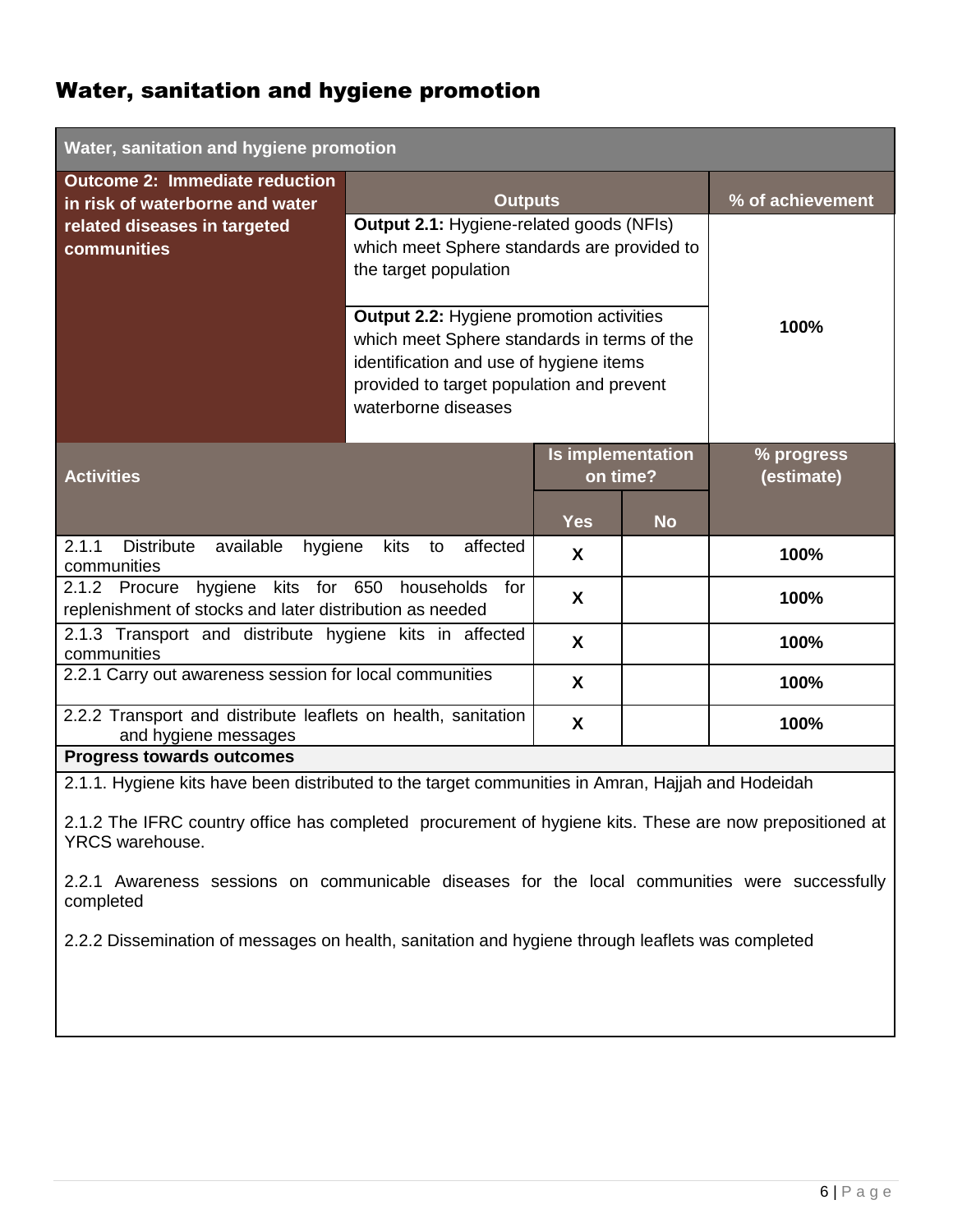## Water, sanitation and hygiene promotion

| Water, sanitation and hygiene promotion | | | | |
|---|---|---|---|---|
| **Outcome 2: Immediate reduction in risk of waterborne and water related diseases in targeted communities** | **Outputs** | | | **% of achievement** |
| | **Output 2.1:** Hygiene-related goods (NFIs) which meet Sphere standards are provided to the target population | | | **100%** |
| | **Output 2.2:** Hygiene promotion activities which meet Sphere standards in terms of the identification and use of hygiene items provided to target population and prevent waterborne diseases | | | |
| **Activities** | | **Is implementation on time?** | | **% progress (estimate)** |
| | | **Yes** | **No** | |
| 2.1.1 Distribute available hygiene kits to affected communities | | **X** | | **100%** |
| 2.1.2 Procure hygiene kits for 650 households for replenishment of stocks and later distribution as needed | | **X** | | **100%** |
| 2.1.3 Transport and distribute hygiene kits in affected communities | | **X** | | **100%** |
| 2.2.1 Carry out awareness session for local communities | | **X** | | **100%** |
| 2.2.2 Transport and distribute leaflets on health, sanitation and hygiene messages | | **X** | | **100%** |

**Progress towards outcomes**

2.1.1. Hygiene kits have been distributed to the target communities in Amran, Hajjah and Hodeidah

2.1.2 The IFRC country office has completed procurement of hygiene kits. These are now prepositioned at YRCS warehouse.

2.2.1 Awareness sessions on communicable diseases for the local communities were successfully completed

2.2.2 Dissemination of messages on health, sanitation and hygiene through leaflets was completed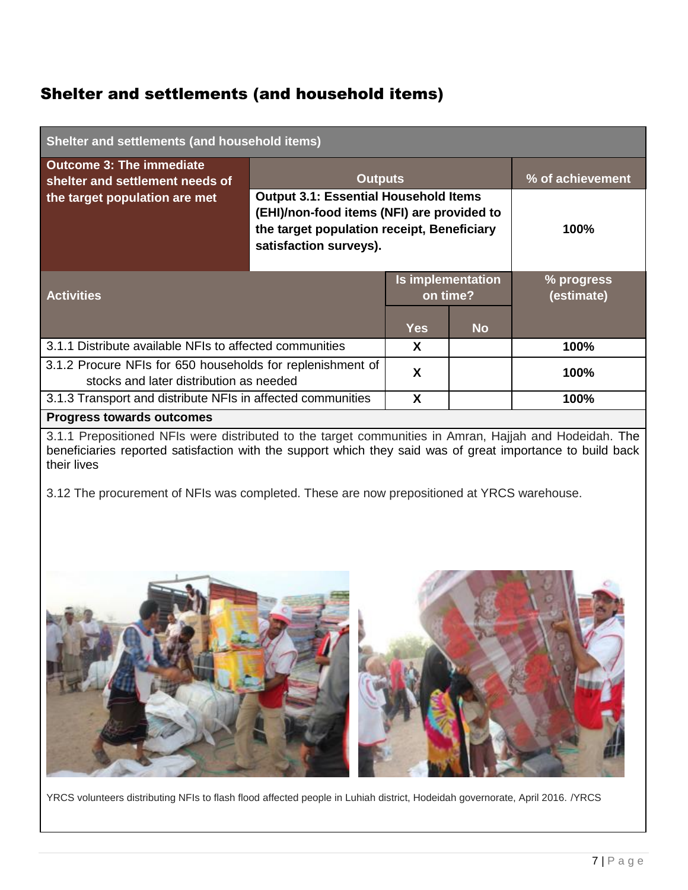## Shelter and settlements (and household items)

| Shelter and settlements (and household items) | | | | |
|---|---|---|---|---|
| **Outcome 3: The immediate shelter and settlement needs of the target population are met** | **Outputs** | | | **% of achievement** |
| | **Output 3.1: Essential Household Items (EHI)/non-food items (NFI) are provided to the target population receipt, Beneficiary satisfaction surveys).** | | | **100%** |
| **Activities** | | **Is implementation on time?** | | **% progress (estimate)** |
| | | **Yes** | **No** | |
| 3.1.1 Distribute available NFIs to affected communities | | X | | **100%** |
| 3.1.2 Procure NFIs for 650 households for replenishment of stocks and later distribution as needed | | X | | **100%** |
| 3.1.3 Transport and distribute NFIs in affected communities | | X | | **100%** |

**Progress towards outcomes**

3.1.1 Prepositioned NFIs were distributed to the target communities in Amran, Hajjah and Hodeidah. The beneficiaries reported satisfaction with the support which they said was of great importance to build back their lives

3.12 The procurement of NFIs was completed. These are now prepositioned at YRCS warehouse.

YRCS volunteers distributing NFIs to flash flood affected people in Luhiah district, Hodeidah governorate, April 2016. /YRCS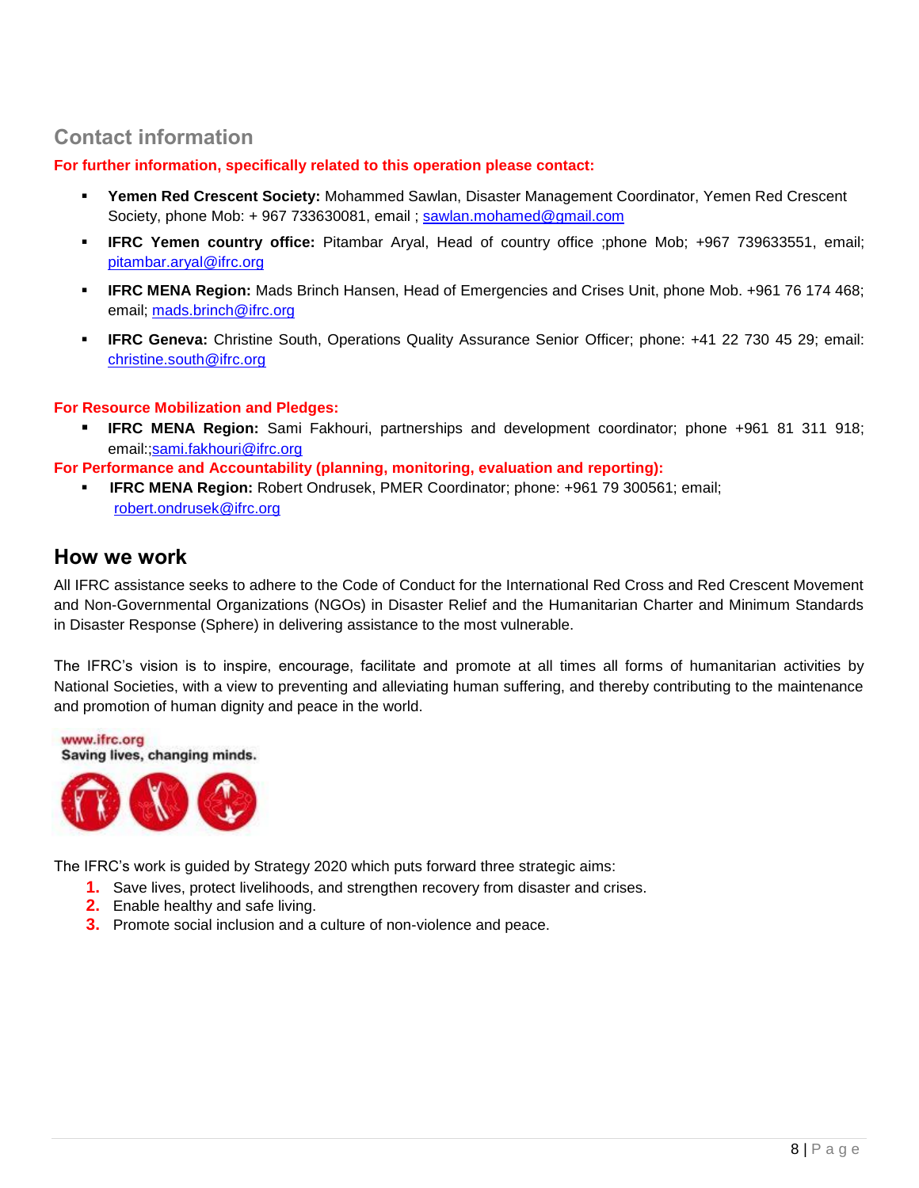## Contact information

**For further information, specifically related to this operation please contact:**

- **Yemen Red Crescent Society:** Mohammed Sawlan, Disaster Management Coordinator, Yemen Red Crescent Society, phone Mob: + 967 733630081, email ; sawlan.mohamed@gmail.com
- **IFRC Yemen country office:** Pitambar Aryal, Head of country office ;phone Mob; +967 739633551, email; pitambar.aryal@ifrc.org
- **IFRC MENA Region:** Mads Brinch Hansen, Head of Emergencies and Crises Unit, phone Mob. +961 76 174 468; email; mads.brinch@ifrc.org
- **IFRC Geneva:** Christine South, Operations Quality Assurance Senior Officer; phone: +41 22 730 45 29; email: christine.south@ifrc.org

**For Resource Mobilization and Pledges:**

- **IFRC MENA Region:** Sami Fakhouri, partnerships and development coordinator; phone +961 81 311 918; email:;sami.fakhouri@ifrc.org

**For Performance and Accountability (planning, monitoring, evaluation and reporting):**

- **IFRC MENA Region:** Robert Ondrusek, PMER Coordinator; phone: +961 79 300561; email; robert.ondrusek@ifrc.org

## How we work

All IFRC assistance seeks to adhere to the Code of Conduct for the International Red Cross and Red Crescent Movement and Non-Governmental Organizations (NGOs) in Disaster Relief and the Humanitarian Charter and Minimum Standards in Disaster Response (Sphere) in delivering assistance to the most vulnerable.

The IFRC's vision is to inspire, encourage, facilitate and promote at all times all forms of humanitarian activities by National Societies, with a view to preventing and alleviating human suffering, and thereby contributing to the maintenance and promotion of human dignity and peace in the world.

www.ifrc.org
Saving lives, changing minds.

The IFRC's work is guided by Strategy 2020 which puts forward three strategic aims:

1. Save lives, protect livelihoods, and strengthen recovery from disaster and crises.
2. Enable healthy and safe living.
3. Promote social inclusion and a culture of non-violence and peace.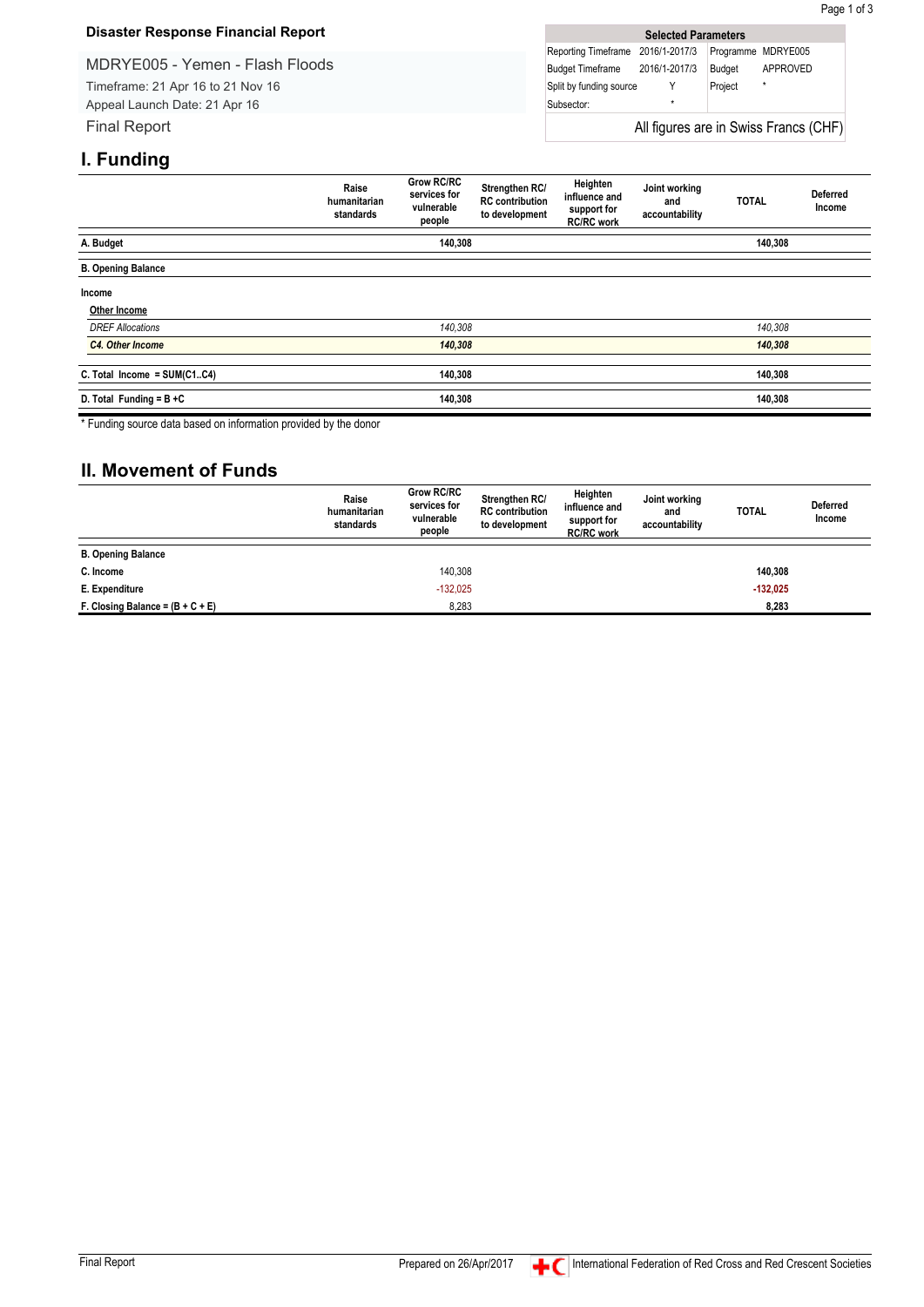**Disaster Response Financial Report**

MDRYE005 - Yemen - Flash Floods

Timeframe: 21 Apr 16 to 21 Nov 16

Appeal Launch Date: 21 Apr 16

Final Report

| Selected Parameters | | | |
|---|---|---|---|
| Reporting Timeframe | 2016/1-2017/3 | Programme | MDRYE005 |
| Budget Timeframe | 2016/1-2017/3 | Budget | APPROVED |
| Split by funding source | Y | Project | * |
| Subsector: | * | | |

All figures are in Swiss Francs (CHF)

## I. Funding

| | Raise humanitarian standards | Grow RC/RC services for vulnerable people | Strengthen RC/ RC contribution to development | Heighten influence and support for RC/RC work | Joint working and accountability | TOTAL | Deferred Income |
|---|---|---|---|---|---|---|---|
| **A. Budget** | | **140,308** | | | | **140,308** | |
| **B. Opening Balance** | | | | | | | |
| **Income** | | | | | | | |
| **Other Income** | | | | | | | |
| *DREF Allocations* | | *140,308* | | | | *140,308* | |
| ***C4. Other Income*** | | ***140,308*** | | | | ***140,308*** | |
| **C. Total Income = SUM(C1..C4)** | | **140,308** | | | | **140,308** | |
| **D. Total Funding = B +C** | | **140,308** | | | | **140,308** | |

\* Funding source data based on information provided by the donor

## II. Movement of Funds

| | Raise humanitarian standards | Grow RC/RC services for vulnerable people | Strengthen RC/ RC contribution to development | Heighten influence and support for RC/RC work | Joint working and accountability | TOTAL | Deferred Income |
|---|---|---|---|---|---|---|---|
| **B. Opening Balance** | | | | | | | |
| **C. Income** | | 140,308 | | | | **140,308** | |
| **E. Expenditure** | | -132,025 | | | | **-132,025** | |
| **F. Closing Balance = (B + C + E)** | | 8,283 | | | | **8,283** | |

Final Report | Prepared on 26/Apr/2017 | International Federation of Red Cross and Red Crescent Societies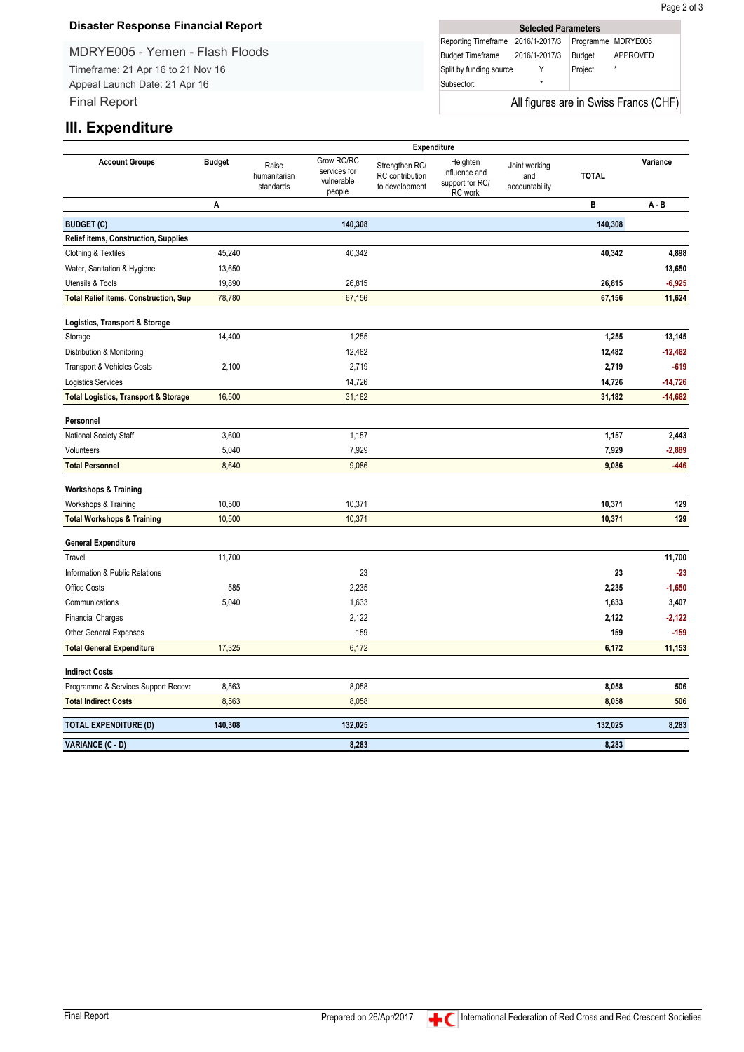**Disaster Response Financial Report**

MDRYE005 - Yemen - Flash Floods

Timeframe: 21 Apr 16 to 21 Nov 16

Appeal Launch Date: 21 Apr 16

Final Report

| Selected Parameters | | | |
|---|---|---|---|
| Reporting Timeframe | 2016/1-2017/3 | Programme | MDRYE005 |
| Budget Timeframe | 2016/1-2017/3 | Budget | APPROVED |
| Split by funding source | Y | Project | * |
| Subsector: | * | | |

All figures are in Swiss Francs (CHF)

## III. Expenditure

| Account Groups | Budget | Expenditure | | | | | | Variance |
|---|---|---|---|---|---|---|---|---|
| | | Raise humanitarian standards | Grow RC/RC services for vulnerable people | Strengthen RC/ RC contribution to development | Heighten influence and support for RC/ RC work | Joint working and accountability | TOTAL | |
| | A | | | | | | B | A - B |
| **BUDGET (C)** | | | **140,308** | | | | **140,308** | |
| **Relief items, Construction, Supplies** | | | | | | | | |
| Clothing & Textiles | 45,240 | | 40,342 | | | | **40,342** | **4,898** |
| Water, Sanitation & Hygiene | 13,650 | | | | | | | **13,650** |
| Utensils & Tools | 19,890 | | 26,815 | | | | **26,815** | **-6,925** |
| **Total Relief items, Construction, Sup** | 78,780 | | 67,156 | | | | **67,156** | **11,624** |
| **Logistics, Transport & Storage** | | | | | | | | |
| Storage | 14,400 | | 1,255 | | | | **1,255** | **13,145** |
| Distribution & Monitoring | | | 12,482 | | | | **12,482** | **-12,482** |
| Transport & Vehicles Costs | 2,100 | | 2,719 | | | | **2,719** | **-619** |
| Logistics Services | | | 14,726 | | | | **14,726** | **-14,726** |
| **Total Logistics, Transport & Storage** | 16,500 | | 31,182 | | | | **31,182** | **-14,682** |
| **Personnel** | | | | | | | | |
| National Society Staff | 3,600 | | 1,157 | | | | **1,157** | **2,443** |
| Volunteers | 5,040 | | 7,929 | | | | **7,929** | **-2,889** |
| **Total Personnel** | 8,640 | | 9,086 | | | | **9,086** | **-446** |
| **Workshops & Training** | | | | | | | | |
| Workshops & Training | 10,500 | | 10,371 | | | | **10,371** | **129** |
| **Total Workshops & Training** | 10,500 | | 10,371 | | | | **10,371** | **129** |
| **General Expenditure** | | | | | | | | |
| Travel | 11,700 | | | | | | | **11,700** |
| Information & Public Relations | | | 23 | | | | **23** | **-23** |
| Office Costs | 585 | | 2,235 | | | | **2,235** | **-1,650** |
| Communications | 5,040 | | 1,633 | | | | **1,633** | **3,407** |
| Financial Charges | | | 2,122 | | | | **2,122** | **-2,122** |
| Other General Expenses | | | 159 | | | | **159** | **-159** |
| **Total General Expenditure** | 17,325 | | 6,172 | | | | **6,172** | **11,153** |
| **Indirect Costs** | | | | | | | | |
| Programme & Services Support Recove | 8,563 | | 8,058 | | | | **8,058** | **506** |
| **Total Indirect Costs** | 8,563 | | 8,058 | | | | **8,058** | **506** |
| **TOTAL EXPENDITURE (D)** | **140,308** | | **132,025** | | | | **132,025** | **8,283** |
| **VARIANCE (C - D)** | | | **8,283** | | | | **8,283** | |

Final Report | Prepared on 26/Apr/2017 | International Federation of Red Cross and Red Crescent Societies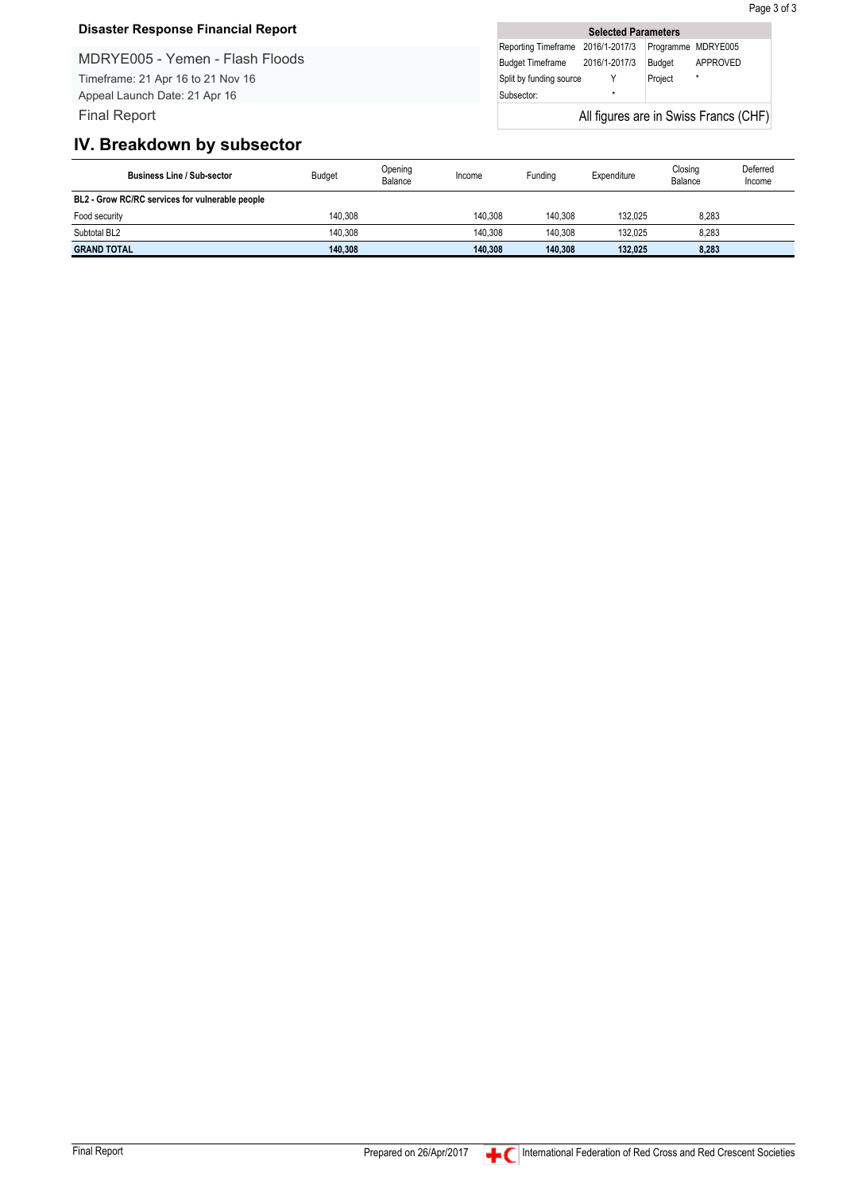**Disaster Response Financial Report**

MDRYE005 - Yemen - Flash Floods

Timeframe: 21 Apr 16 to 21 Nov 16

Appeal Launch Date: 21 Apr 16

Final Report

| Selected Parameters | | | |
|---|---|---|---|
| Reporting Timeframe | 2016/1-2017/3 | Programme | MDRYE005 |
| Budget Timeframe | 2016/1-2017/3 | Budget | APPROVED |
| Split by funding source | Y | Project | * |
| Subsector: | * | | |

All figures are in Swiss Francs (CHF)

## IV. Breakdown by subsector

| Business Line / Sub-sector | Budget | Opening Balance | Income | Funding | Expenditure | Closing Balance | Deferred Income |
|---|---|---|---|---|---|---|---|
| **BL2 - Grow RC/RC services for vulnerable people** | | | | | | | |
| Food security | 140,308 | | 140,308 | 140,308 | 132,025 | 8,283 | |
| Subtotal BL2 | 140,308 | | 140,308 | 140,308 | 132,025 | 8,283 | |
| **GRAND TOTAL** | **140,308** | | **140,308** | **140,308** | **132,025** | **8,283** | |